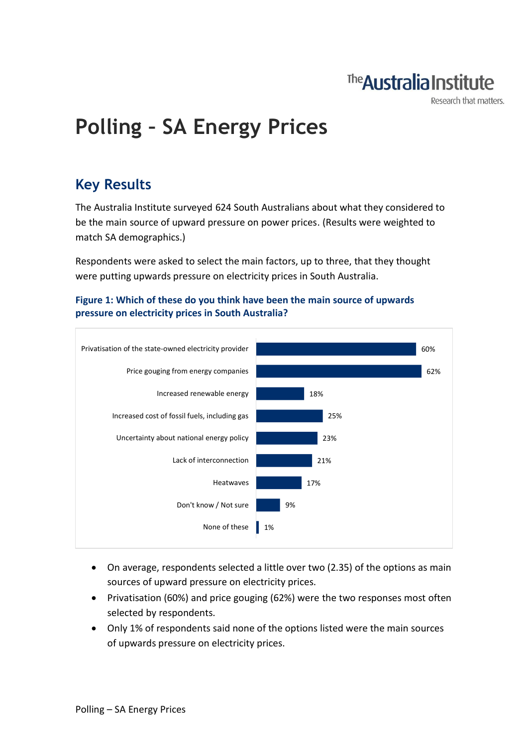# Polling – SA Energy Prices

## Key Results

The Australia Institute surveyed 624 South Australians about what they considered to be the main source of upward pressure on power prices. (Results were weighted to match SA demographics.)

Respondents were asked to select the main factors, up to three, that they thought were putting upwards pressure on electricity prices in South Australia.

### Figure 1: Which of these do you think have been the main source of upwards pressure on electricity prices in South Australia?

| Response | % |
| --- | --- |
| Privatisation of the state-owned electricity provider | 60% |
| Price gouging from energy companies | 62% |
| Increased renewable energy | 18% |
| Increased cost of fossil fuels, including gas | 25% |
| Uncertainty about national energy policy | 23% |
| Lack of interconnection | 21% |
| Heatwaves | 17% |
| Don't know / Not sure | 9% |
| None of these | 1% |

- On average, respondents selected a little over two (2.35) of the options as main sources of upward pressure on electricity prices.
- Privatisation (60%) and price gouging (62%) were the two responses most often selected by respondents.
- Only 1% of respondents said none of the options listed were the main sources of upwards pressure on electricity prices.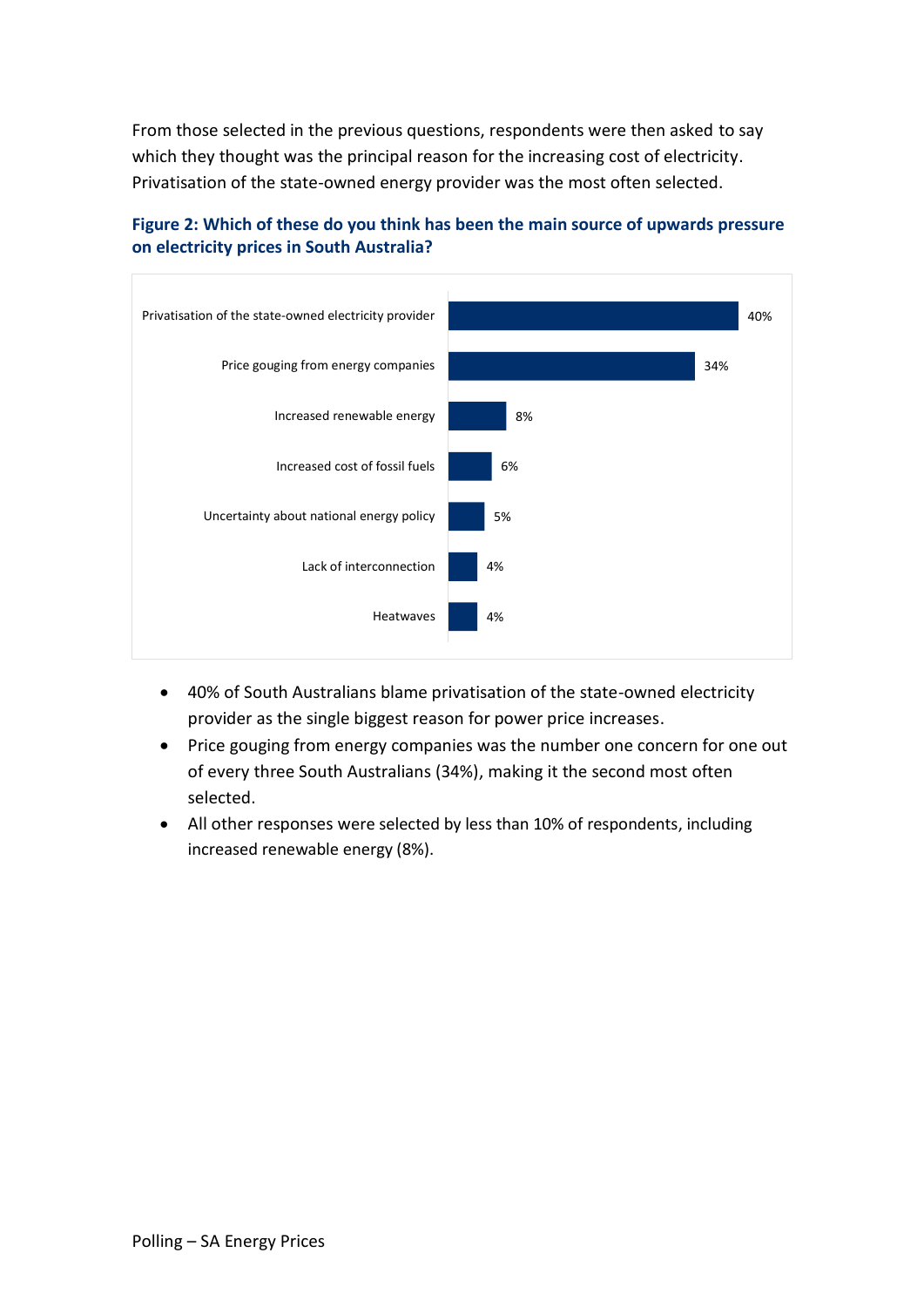From those selected in the previous questions, respondents were then asked to say which they thought was the principal reason for the increasing cost of electricity. Privatisation of the state-owned energy provider was the most often selected.

**Figure 2: Which of these do you think has been the main source of upwards pressure on electricity prices in South Australia?**

| Response | % |
|---|---|
| Privatisation of the state-owned electricity provider | 40% |
| Price gouging from energy companies | 34% |
| Increased renewable energy | 8% |
| Increased cost of fossil fuels | 6% |
| Uncertainty about national energy policy | 5% |
| Lack of interconnection | 4% |
| Heatwaves | 4% |

- 40% of South Australians blame privatisation of the state-owned electricity provider as the single biggest reason for power price increases.
- Price gouging from energy companies was the number one concern for one out of every three South Australians (34%), making it the second most often selected.
- All other responses were selected by less than 10% of respondents, including increased renewable energy (8%).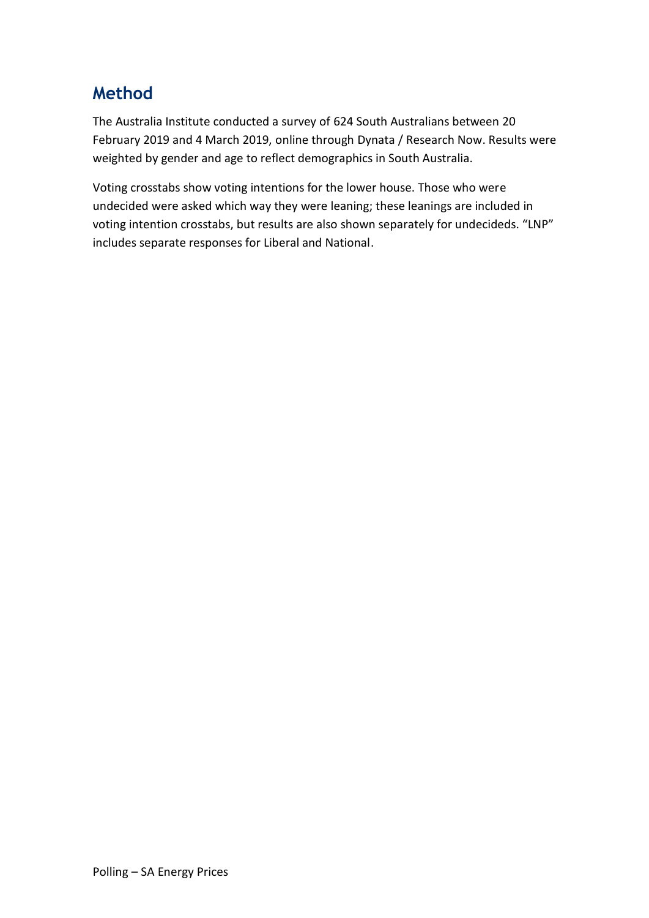## Method

The Australia Institute conducted a survey of 624 South Australians between 20 February 2019 and 4 March 2019, online through Dynata / Research Now. Results were weighted by gender and age to reflect demographics in South Australia.

Voting crosstabs show voting intentions for the lower house. Those who were undecided were asked which way they were leaning; these leanings are included in voting intention crosstabs, but results are also shown separately for undecideds. "LNP" includes separate responses for Liberal and National.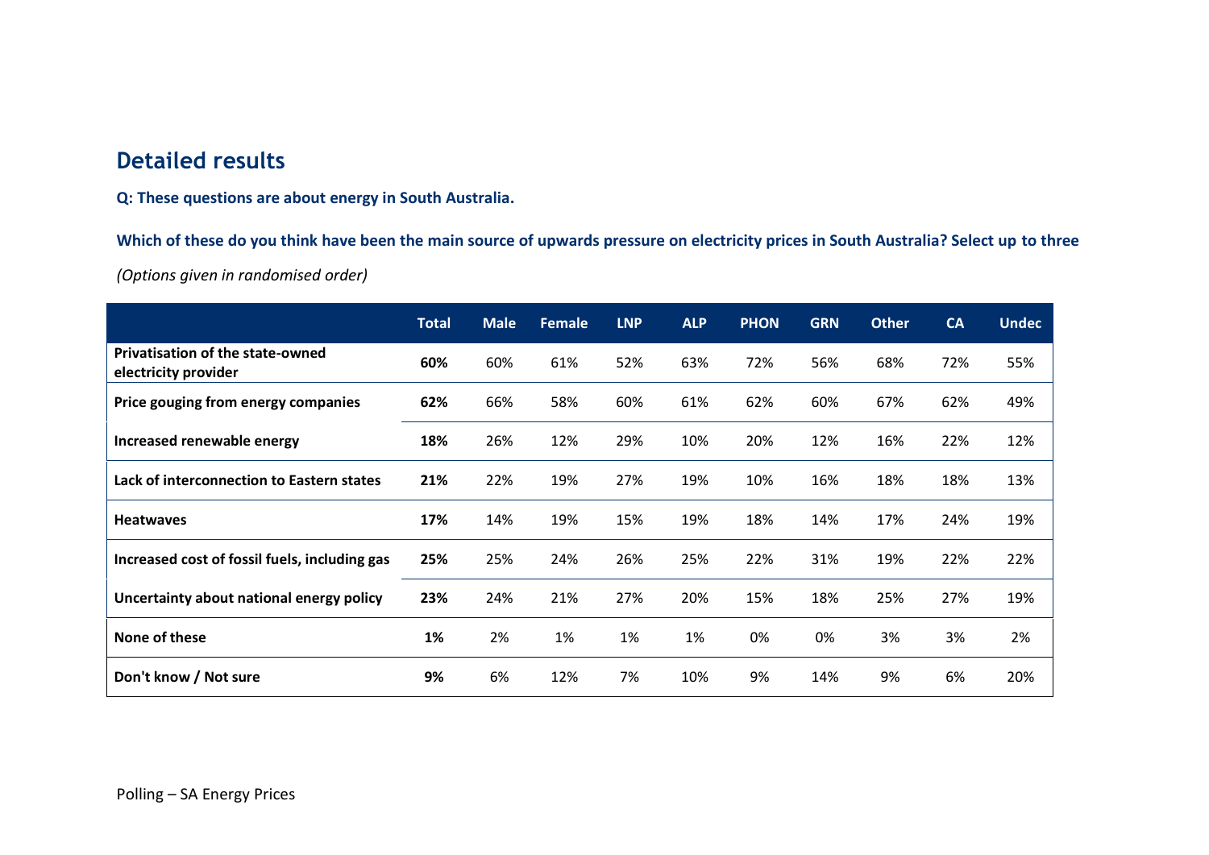## Detailed results

**Q: These questions are about energy in South Australia.**

**Which of these do you think have been the main source of upwards pressure on electricity prices in South Australia? Select up to three**

*(Options given in randomised order)*

| | Total | Male | Female | LNP | ALP | PHON | GRN | Other | CA | Undec |
|---|---|---|---|---|---|---|---|---|---|---|
| **Privatisation of the state-owned electricity provider** | **60%** | 60% | 61% | 52% | 63% | 72% | 56% | 68% | 72% | 55% |
| **Price gouging from energy companies** | **62%** | 66% | 58% | 60% | 61% | 62% | 60% | 67% | 62% | 49% |
| **Increased renewable energy** | **18%** | 26% | 12% | 29% | 10% | 20% | 12% | 16% | 22% | 12% |
| **Lack of interconnection to Eastern states** | **21%** | 22% | 19% | 27% | 19% | 10% | 16% | 18% | 18% | 13% |
| **Heatwaves** | **17%** | 14% | 19% | 15% | 19% | 18% | 14% | 17% | 24% | 19% |
| **Increased cost of fossil fuels, including gas** | **25%** | 25% | 24% | 26% | 25% | 22% | 31% | 19% | 22% | 22% |
| **Uncertainty about national energy policy** | **23%** | 24% | 21% | 27% | 20% | 15% | 18% | 25% | 27% | 19% |
| **None of these** | **1%** | 2% | 1% | 1% | 1% | 0% | 0% | 3% | 3% | 2% |
| **Don't know / Not sure** | **9%** | 6% | 12% | 7% | 10% | 9% | 14% | 9% | 6% | 20% |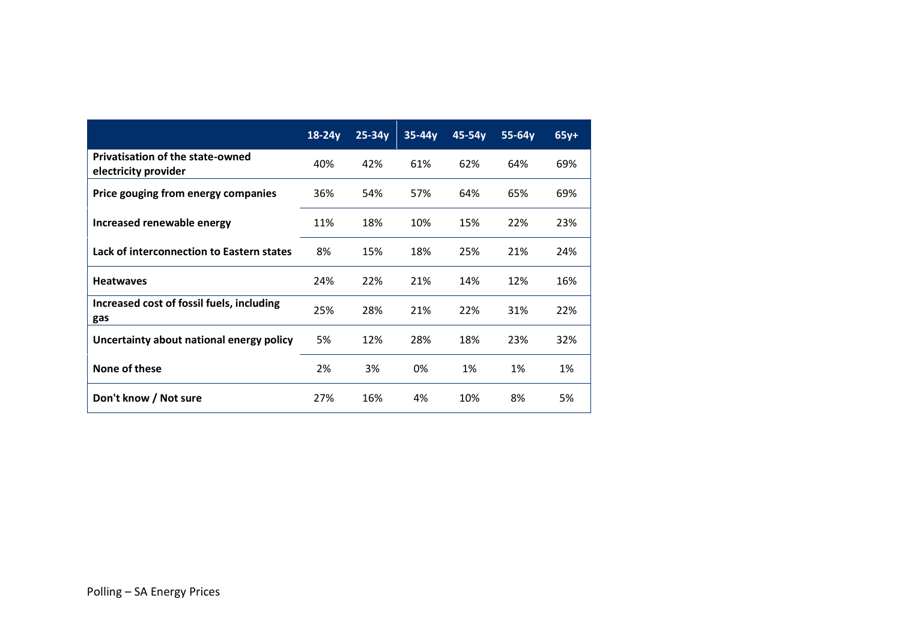| | 18-24y | 25-34y | 35-44y | 45-54y | 55-64y | 65y+ |
|---|---|---|---|---|---|---|
| **Privatisation of the state-owned electricity provider** | 40% | 42% | 61% | 62% | 64% | 69% |
| **Price gouging from energy companies** | 36% | 54% | 57% | 64% | 65% | 69% |
| **Increased renewable energy** | 11% | 18% | 10% | 15% | 22% | 23% |
| **Lack of interconnection to Eastern states** | 8% | 15% | 18% | 25% | 21% | 24% |
| **Heatwaves** | 24% | 22% | 21% | 14% | 12% | 16% |
| **Increased cost of fossil fuels, including gas** | 25% | 28% | 21% | 22% | 31% | 22% |
| **Uncertainty about national energy policy** | 5% | 12% | 28% | 18% | 23% | 32% |
| **None of these** | 2% | 3% | 0% | 1% | 1% | 1% |
| **Don't know / Not sure** | 27% | 16% | 4% | 10% | 8% | 5% |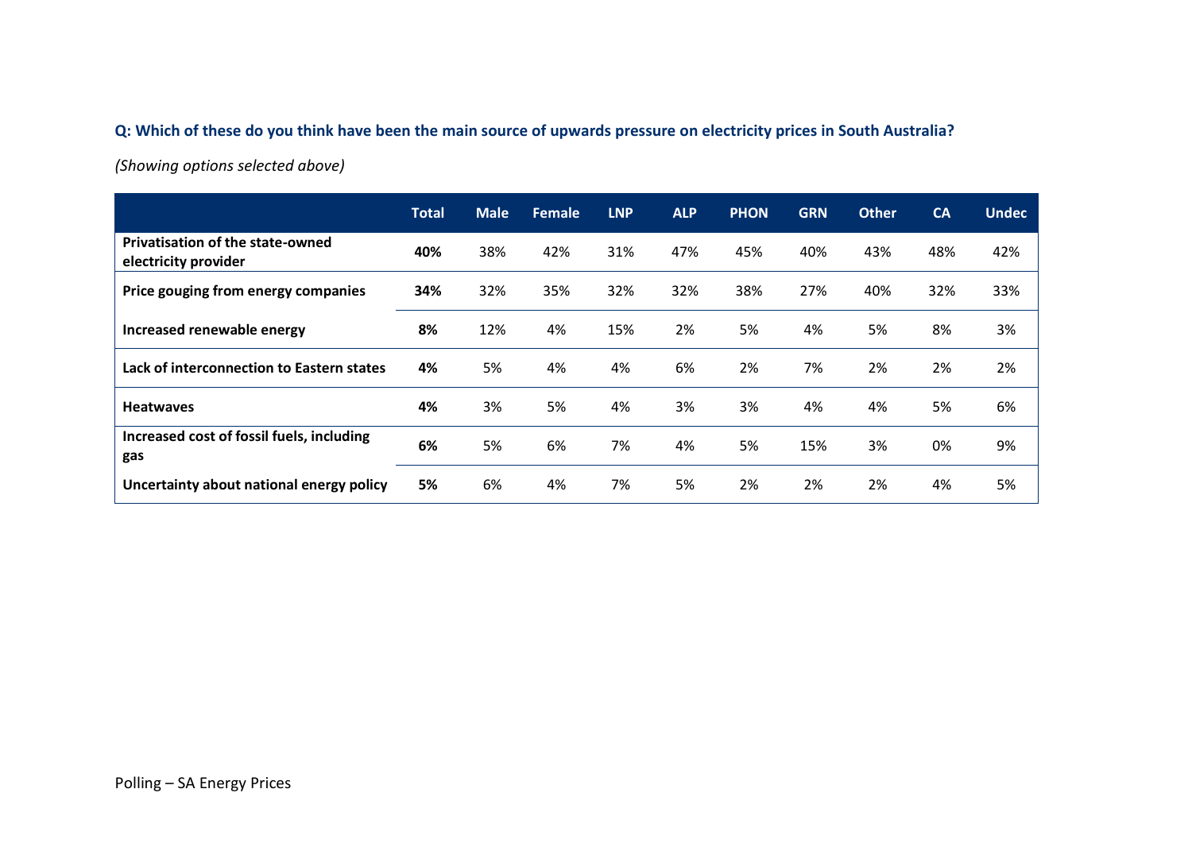**Q: Which of these do you think have been the main source of upwards pressure on electricity prices in South Australia?**

*(Showing options selected above)*

| | Total | Male | Female | LNP | ALP | PHON | GRN | Other | CA | Undec |
|---|---|---|---|---|---|---|---|---|---|---|
| **Privatisation of the state-owned electricity provider** | **40%** | 38% | 42% | 31% | 47% | 45% | 40% | 43% | 48% | 42% |
| **Price gouging from energy companies** | **34%** | 32% | 35% | 32% | 32% | 38% | 27% | 40% | 32% | 33% |
| **Increased renewable energy** | **8%** | 12% | 4% | 15% | 2% | 5% | 4% | 5% | 8% | 3% |
| **Lack of interconnection to Eastern states** | **4%** | 5% | 4% | 4% | 6% | 2% | 7% | 2% | 2% | 2% |
| **Heatwaves** | **4%** | 3% | 5% | 4% | 3% | 3% | 4% | 4% | 5% | 6% |
| **Increased cost of fossil fuels, including gas** | **6%** | 5% | 6% | 7% | 4% | 5% | 15% | 3% | 0% | 9% |
| **Uncertainty about national energy policy** | **5%** | 6% | 4% | 7% | 5% | 2% | 2% | 2% | 4% | 5% |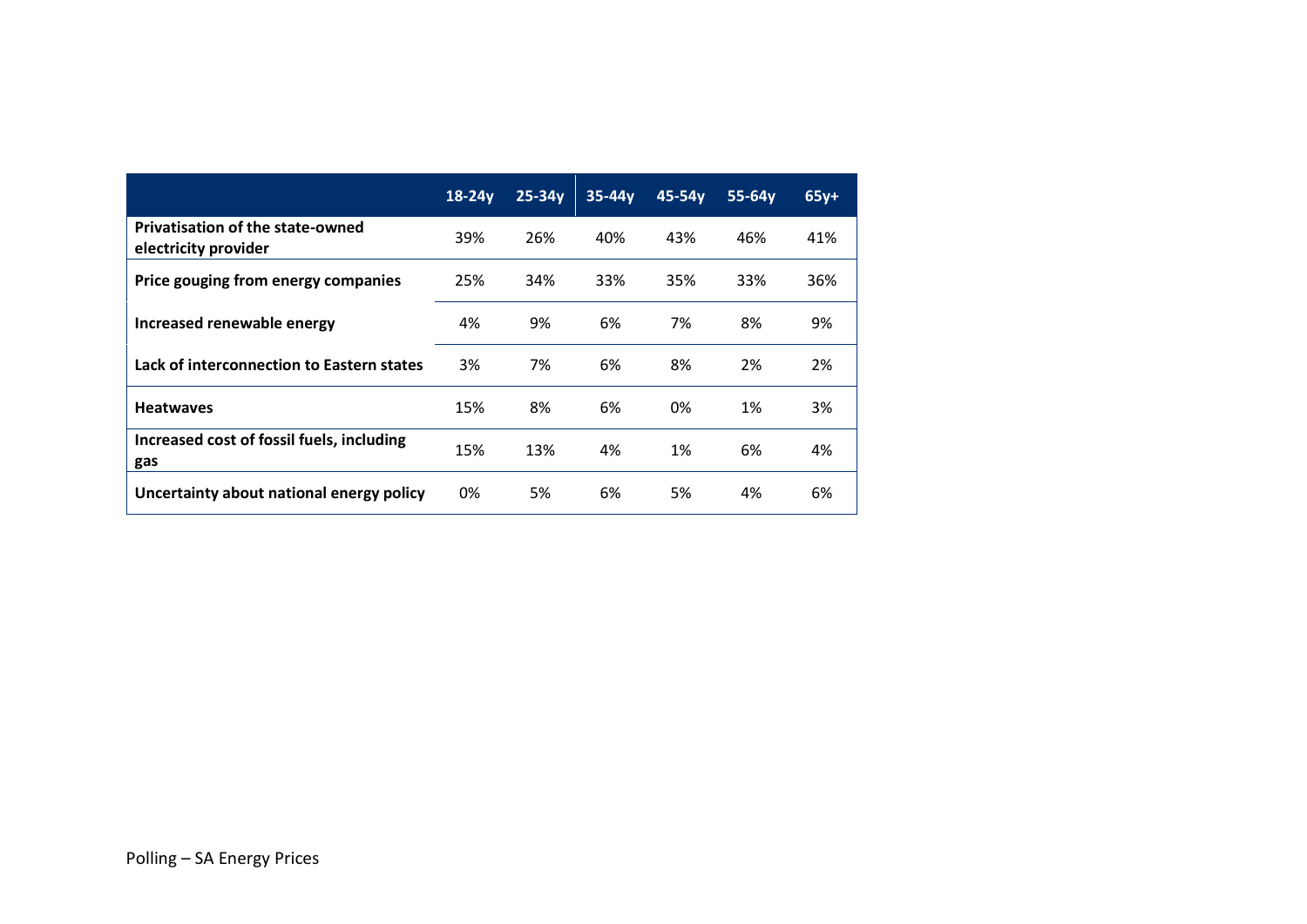| | 18-24y | 25-34y | 35-44y | 45-54y | 55-64y | 65y+ |
|---|---|---|---|---|---|---|
| **Privatisation of the state-owned electricity provider** | 39% | 26% | 40% | 43% | 46% | 41% |
| **Price gouging from energy companies** | 25% | 34% | 33% | 35% | 33% | 36% |
| **Increased renewable energy** | 4% | 9% | 6% | 7% | 8% | 9% |
| **Lack of interconnection to Eastern states** | 3% | 7% | 6% | 8% | 2% | 2% |
| **Heatwaves** | 15% | 8% | 6% | 0% | 1% | 3% |
| **Increased cost of fossil fuels, including gas** | 15% | 13% | 4% | 1% | 6% | 4% |
| **Uncertainty about national energy policy** | 0% | 5% | 6% | 5% | 4% | 6% |